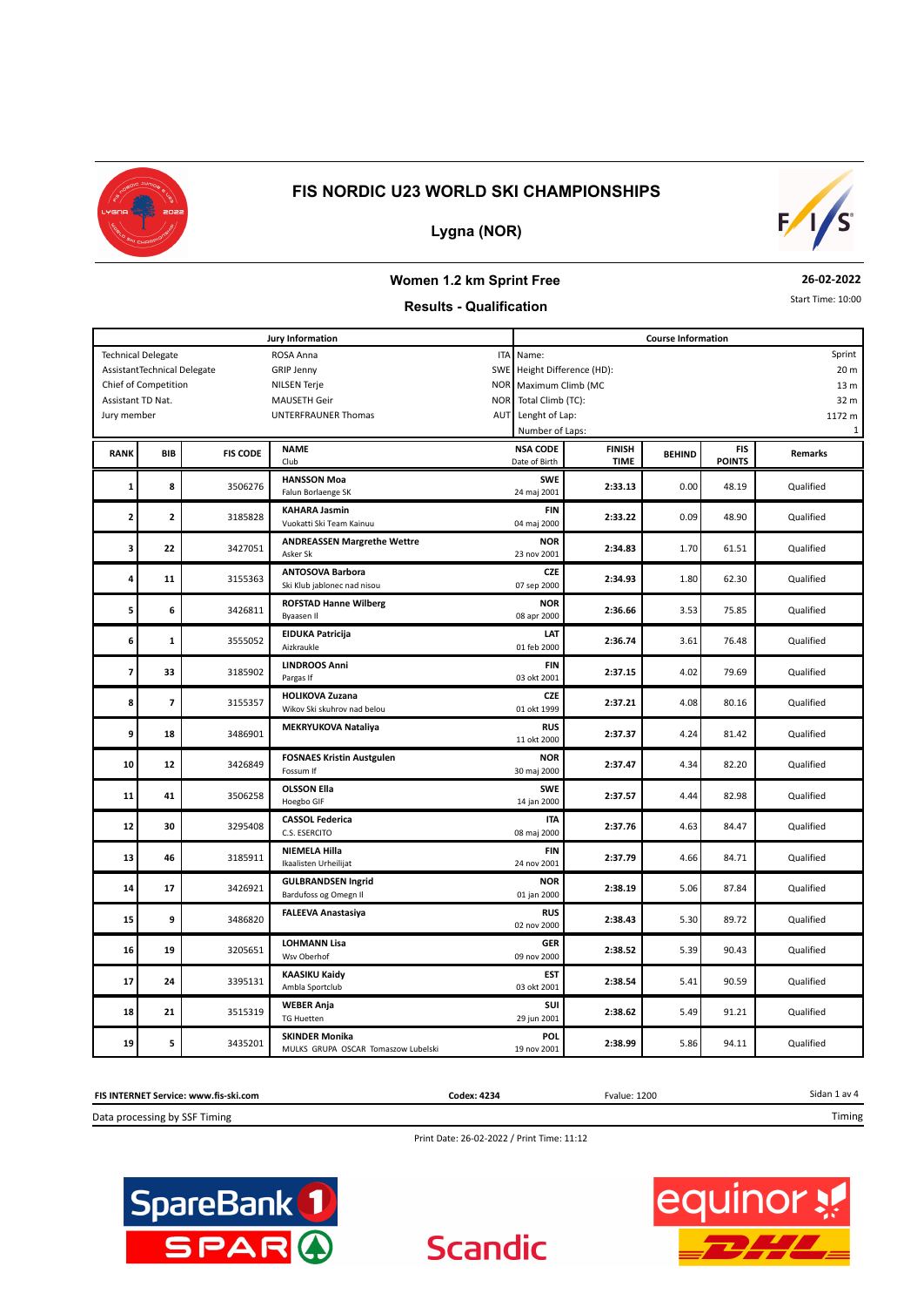# FIS NORDIC U23 WORLD SKI CHAMPIONSHIPS

## Lygna (NOR)

### Women 1.2 km Sprint Free

### Results - Qualification

26-02-2022

Start Time: 10:00

| Jury Information | | | Course Information | |
|---|---|---|---|---|
| Technical Delegate | ROSA Anna | ITA | Name: | Sprint |
| AssistantTechnical Delegate | GRIP Jenny | SWE | Height Difference (HD): | 20 m |
| Chief of Competition | NILSEN Terje | NOR | Maximum Climb (MC | 13 m |
| Assistant TD Nat. | MAUSETH Geir | NOR | Total Climb (TC): | 32 m |
| Jury member | UNTERFRAUNER Thomas | AUT | Lenght of Lap: | 1172 m |
| | | | Number of Laps: | 1 |

| RANK | BIB | FIS CODE | NAME<br>Club | NSA CODE<br>Date of Birth | FINISH TIME | BEHIND | FIS POINTS | Remarks |
|---|---|---|---|---|---|---|---|---|
| 1 | 8 | 3506276 | **HANSSON Moa**<br>Falun Borlaenge SK | **SWE**<br>24 maj 2001 | **2:33.13** | 0.00 | 48.19 | Qualified |
| 2 | 2 | 3185828 | **KAHARA Jasmin**<br>Vuokatti Ski Team Kainuu | **FIN**<br>04 maj 2000 | **2:33.22** | 0.09 | 48.90 | Qualified |
| 3 | 22 | 3427051 | **ANDREASSEN Margrethe Wettre**<br>Asker Sk | **NOR**<br>23 nov 2001 | **2:34.83** | 1.70 | 61.51 | Qualified |
| 4 | 11 | 3155363 | **ANTOSOVA Barbora**<br>Ski Klub jablonec nad nisou | **CZE**<br>07 sep 2000 | **2:34.93** | 1.80 | 62.30 | Qualified |
| 5 | 6 | 3426811 | **ROFSTAD Hanne Wilberg**<br>Byaasen Il | **NOR**<br>08 apr 2000 | **2:36.66** | 3.53 | 75.85 | Qualified |
| 6 | 1 | 3555052 | **EIDUKA Patricija**<br>Aizkraukle | **LAT**<br>01 feb 2000 | **2:36.74** | 3.61 | 76.48 | Qualified |
| 7 | 33 | 3185902 | **LINDROOS Anni**<br>Pargas If | **FIN**<br>03 okt 2001 | **2:37.15** | 4.02 | 79.69 | Qualified |
| 8 | 7 | 3155357 | **HOLIKOVA Zuzana**<br>Wikov Ski skuhrov nad belou | **CZE**<br>01 okt 1999 | **2:37.21** | 4.08 | 80.16 | Qualified |
| 9 | 18 | 3486901 | **MEKRYUKOVA Nataliya** | **RUS**<br>11 okt 2000 | **2:37.37** | 4.24 | 81.42 | Qualified |
| 10 | 12 | 3426849 | **FOSNAES Kristin Austgulen**<br>Fossum If | **NOR**<br>30 maj 2000 | **2:37.47** | 4.34 | 82.20 | Qualified |
| 11 | 41 | 3506258 | **OLSSON Ella**<br>Hoegbo GIF | **SWE**<br>14 jan 2000 | **2:37.57** | 4.44 | 82.98 | Qualified |
| 12 | 30 | 3295408 | **CASSOL Federica**<br>C.S. ESERCITO | **ITA**<br>08 maj 2000 | **2:37.76** | 4.63 | 84.47 | Qualified |
| 13 | 46 | 3185911 | **NIEMELA Hilla**<br>Ikaalisten Urheilijat | **FIN**<br>24 nov 2001 | **2:37.79** | 4.66 | 84.71 | Qualified |
| 14 | 17 | 3426921 | **GULBRANDSEN Ingrid**<br>Bardufoss og Omegn Il | **NOR**<br>01 jan 2000 | **2:38.19** | 5.06 | 87.84 | Qualified |
| 15 | 9 | 3486820 | **FALEEVA Anastasiya** | **RUS**<br>02 nov 2000 | **2:38.43** | 5.30 | 89.72 | Qualified |
| 16 | 19 | 3205651 | **LOHMANN Lisa**<br>Wsv Oberhof | **GER**<br>09 nov 2000 | **2:38.52** | 5.39 | 90.43 | Qualified |
| 17 | 24 | 3395131 | **KAASIKU Kaidy**<br>Ambla Sportclub | **EST**<br>03 okt 2001 | **2:38.54** | 5.41 | 90.59 | Qualified |
| 18 | 21 | 3515319 | **WEBER Anja**<br>TG Huetten | **SUI**<br>29 jun 2001 | **2:38.62** | 5.49 | 91.21 | Qualified |
| 19 | 5 | 3435201 | **SKINDER Monika**<br>MULKS GRUPA OSCAR Tomaszow Lubelski | **POL**<br>19 nov 2001 | **2:38.99** | 5.86 | 94.11 | Qualified |

**FIS INTERNET Service: www.fis-ski.com** | **Codex: 4234** | Fvalue: 1200

Data processing by SSF Timing — Timing

Print Date: 26-02-2022 / Print Time: 11:12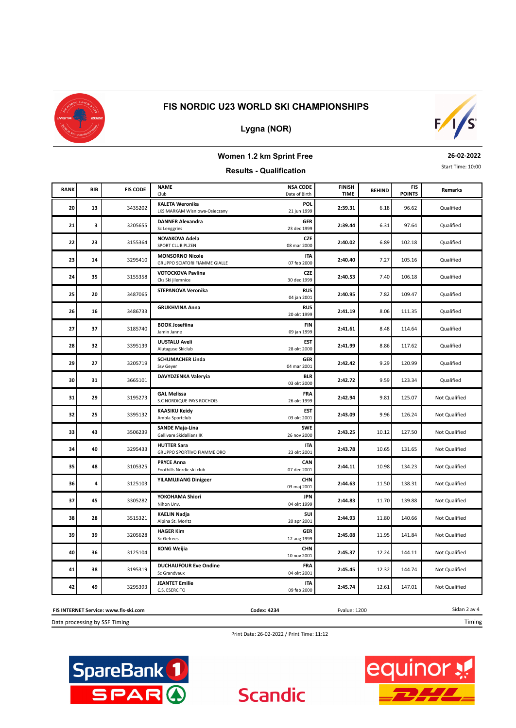## FIS NORDIC U23 WORLD SKI CHAMPIONSHIPS

### Lygna (NOR)

### Women 1.2 km Sprint Free

**26-02-2022**

### Results - Qualification

Start Time: 10:00

| RANK | BIB | FIS CODE | NAME / Club | NSA CODE / Date of Birth | FINISH TIME | BEHIND | FIS POINTS | Remarks |
|---|---|---|---|---|---|---|---|---|
| 20 | 13 | 3435202 | **KALETA Weronika** LKS MARKAM Wisniowa-Osieczany | **POL** 21 jun 1999 | **2:39.31** | 6.18 | 96.62 | Qualified |
| 21 | 3 | 3205655 | **DANNER Alexandra** Sc Lenggries | **GER** 23 dec 1999 | **2:39.44** | 6.31 | 97.64 | Qualified |
| 22 | 23 | 3155364 | **NOVAKOVA Adela** SPORT CLUB PLZEN | **CZE** 08 mar 2000 | **2:40.02** | 6.89 | 102.18 | Qualified |
| 23 | 14 | 3295410 | **MONSORNO Nicole** GRUPPO SCIATORI FIAMME GIALLE | **ITA** 07 feb 2000 | **2:40.40** | 7.27 | 105.16 | Qualified |
| 24 | 35 | 3155358 | **VOTOCKOVA Pavlina** Cks Ski jilemnice | **CZE** 30 dec 1999 | **2:40.53** | 7.40 | 106.18 | Qualified |
| 25 | 20 | 3487065 | **STEPANOVA Veronika** | **RUS** 04 jan 2001 | **2:40.95** | 7.82 | 109.47 | Qualified |
| 26 | 16 | 3486733 | **GRUKHVINA Anna** | **RUS** 20 okt 1999 | **2:41.19** | 8.06 | 111.35 | Qualified |
| 27 | 37 | 3185740 | **BOOK Josefiina** Jamin Janne | **FIN** 09 jan 1999 | **2:41.61** | 8.48 | 114.64 | Qualified |
| 28 | 32 | 3395139 | **UUSTALU Aveli** Alutaguse Skiclub | **EST** 28 okt 2000 | **2:41.99** | 8.86 | 117.62 | Qualified |
| 29 | 27 | 3205719 | **SCHUMACHER Linda** Ssv Geyer | **GER** 04 mar 2001 | **2:42.42** | 9.29 | 120.99 | Qualified |
| 30 | 31 | 3665101 | **DAVYDZENKA Valeryia** | **BLR** 03 okt 2000 | **2:42.72** | 9.59 | 123.34 | Qualified |
| 31 | 29 | 3195273 | **GAL Melissa** S.C NORDIQUE PAYS ROCHOIS | **FRA** 26 okt 1999 | **2:42.94** | 9.81 | 125.07 | Not Qualified |
| 32 | 25 | 3395132 | **KAASIKU Keidy** Ambla Sportclub | **EST** 03 okt 2001 | **2:43.09** | 9.96 | 126.24 | Not Qualified |
| 33 | 43 | 3506239 | **SANDE Maja-Lina** Gellivare Skidallians IK | **SWE** 26 nov 2000 | **2:43.25** | 10.12 | 127.50 | Not Qualified |
| 34 | 40 | 3295433 | **HUTTER Sara** GRUPPO SPORTIVO FIAMME ORO | **ITA** 23 okt 2001 | **2:43.78** | 10.65 | 131.65 | Not Qualified |
| 35 | 48 | 3105325 | **PRYCE Anna** Foothills Nordic ski club | **CAN** 07 dec 2001 | **2:44.11** | 10.98 | 134.23 | Not Qualified |
| 36 | 4 | 3125103 | **YILAMUJIANG Dinigeer** | **CHN** 03 maj 2001 | **2:44.63** | 11.50 | 138.31 | Not Qualified |
| 37 | 45 | 3305282 | **YOKOHAMA Shiori** Nihon Unv. | **JPN** 04 okt 1999 | **2:44.83** | 11.70 | 139.88 | Not Qualified |
| 38 | 28 | 3515321 | **KAELIN Nadja** Alpina St. Moritz | **SUI** 20 apr 2001 | **2:44.93** | 11.80 | 140.66 | Not Qualified |
| 39 | 39 | 3205628 | **HAGER Kim** Sc Gefrees | **GER** 12 aug 1999 | **2:45.08** | 11.95 | 141.84 | Not Qualified |
| 40 | 36 | 3125104 | **KONG Weijia** | **CHN** 10 nov 2001 | **2:45.37** | 12.24 | 144.11 | Not Qualified |
| 41 | 38 | 3195319 | **DUCHAUFOUR Eve Ondine** Sc Grandvaux | **FRA** 04 okt 2001 | **2:45.45** | 12.32 | 144.74 | Not Qualified |
| 42 | 49 | 3295393 | **JEANTET Emilie** C.S. ESERCITO | **ITA** 09 feb 2000 | **2:45.74** | 12.61 | 147.01 | Not Qualified |

**FIS INTERNET Service: www.fis-ski.com** **Codex: 4234** Fvalue: 1200

Data processing by SSF Timing

Print Date: 26-02-2022 / Print Time: 11:12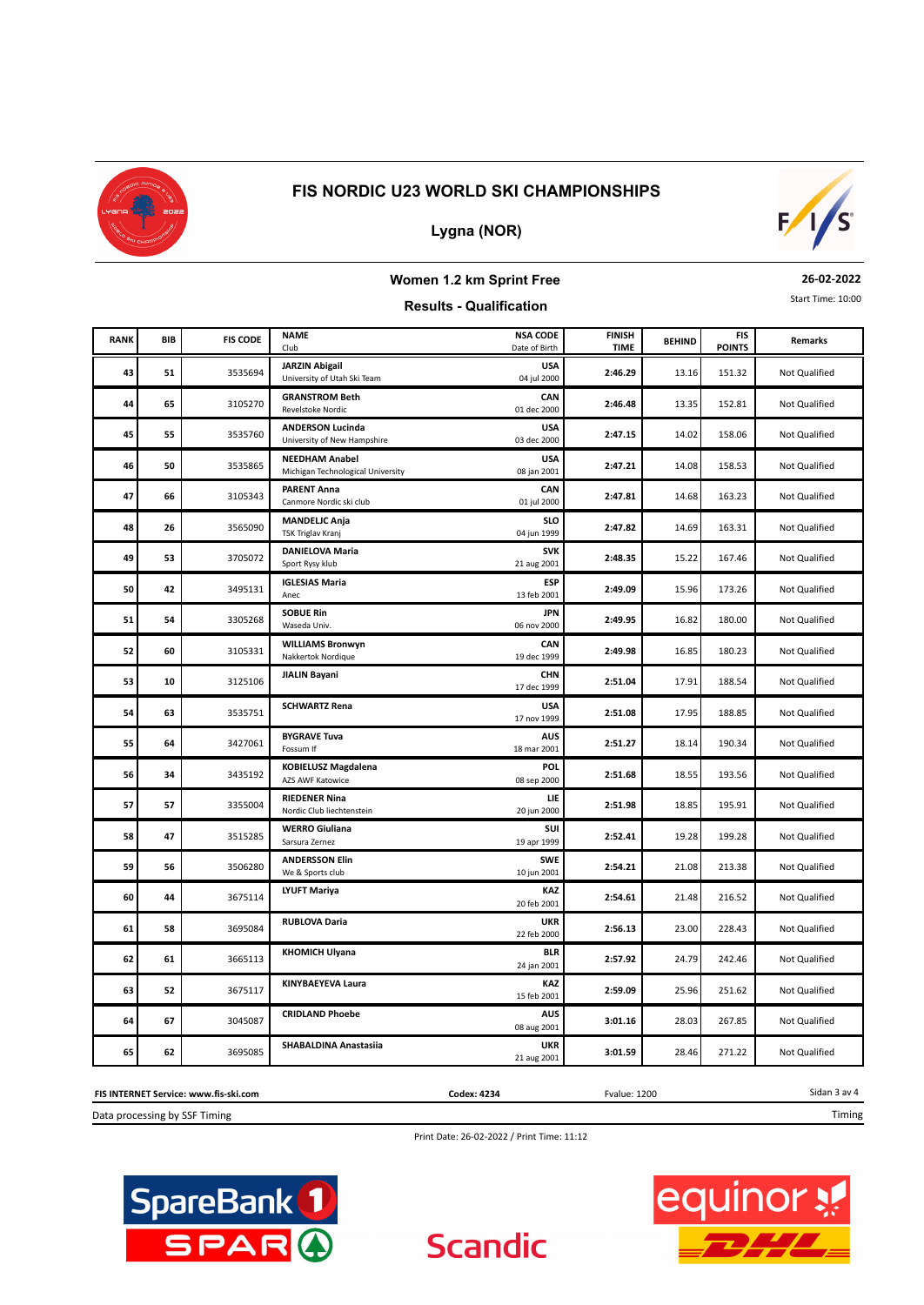# FIS NORDIC U23 WORLD SKI CHAMPIONSHIPS

## Lygna (NOR)

### Women 1.2 km Sprint Free

**26-02-2022**

### Results - Qualification

Start Time: 10:00

| RANK | BIB | FIS CODE | NAME<br>Club | NSA CODE<br>Date of Birth | FINISH TIME | BEHIND | FIS POINTS | Remarks |
|---|---|---|---|---|---|---|---|---|
| 43 | 51 | 3535694 | **JARZIN Abigail**<br>University of Utah Ski Team | **USA**<br>04 jul 2000 | **2:46.29** | 13.16 | 151.32 | Not Qualified |
| 44 | 65 | 3105270 | **GRANSTROM Beth**<br>Revelstoke Nordic | **CAN**<br>01 dec 2000 | **2:46.48** | 13.35 | 152.81 | Not Qualified |
| 45 | 55 | 3535760 | **ANDERSON Lucinda**<br>University of New Hampshire | **USA**<br>03 dec 2000 | **2:47.15** | 14.02 | 158.06 | Not Qualified |
| 46 | 50 | 3535865 | **NEEDHAM Anabel**<br>Michigan Technological University | **USA**<br>08 jan 2001 | **2:47.21** | 14.08 | 158.53 | Not Qualified |
| 47 | 66 | 3105343 | **PARENT Anna**<br>Canmore Nordic ski club | **CAN**<br>01 jul 2000 | **2:47.81** | 14.68 | 163.23 | Not Qualified |
| 48 | 26 | 3565090 | **MANDELJC Anja**<br>TSK Triglav Kranj | **SLO**<br>04 jun 1999 | **2:47.82** | 14.69 | 163.31 | Not Qualified |
| 49 | 53 | 3705072 | **DANIELOVA Maria**<br>Sport Rysy klub | **SVK**<br>21 aug 2001 | **2:48.35** | 15.22 | 167.46 | Not Qualified |
| 50 | 42 | 3495131 | **IGLESIAS Maria**<br>Anec | **ESP**<br>13 feb 2001 | **2:49.09** | 15.96 | 173.26 | Not Qualified |
| 51 | 54 | 3305268 | **SOBUE Rin**<br>Waseda Univ. | **JPN**<br>06 nov 2000 | **2:49.95** | 16.82 | 180.00 | Not Qualified |
| 52 | 60 | 3105331 | **WILLIAMS Bronwyn**<br>Nakkertok Nordique | **CAN**<br>19 dec 1999 | **2:49.98** | 16.85 | 180.23 | Not Qualified |
| 53 | 10 | 3125106 | **JIALIN Bayani** | **CHN**<br>17 dec 1999 | **2:51.04** | 17.91 | 188.54 | Not Qualified |
| 54 | 63 | 3535751 | **SCHWARTZ Rena** | **USA**<br>17 nov 1999 | **2:51.08** | 17.95 | 188.85 | Not Qualified |
| 55 | 64 | 3427061 | **BYGRAVE Tuva**<br>Fossum If | **AUS**<br>18 mar 2001 | **2:51.27** | 18.14 | 190.34 | Not Qualified |
| 56 | 34 | 3435192 | **KOBIELUSZ Magdalena**<br>AZS AWF Katowice | **POL**<br>08 sep 2000 | **2:51.68** | 18.55 | 193.56 | Not Qualified |
| 57 | 57 | 3355004 | **RIEDENER Nina**<br>Nordic Club liechtenstein | **LIE**<br>20 jun 2000 | **2:51.98** | 18.85 | 195.91 | Not Qualified |
| 58 | 47 | 3515285 | **WERRO Giuliana**<br>Sarsura Zernez | **SUI**<br>19 apr 1999 | **2:52.41** | 19.28 | 199.28 | Not Qualified |
| 59 | 56 | 3506280 | **ANDERSSON Elin**<br>We & Sports club | **SWE**<br>10 jun 2001 | **2:54.21** | 21.08 | 213.38 | Not Qualified |
| 60 | 44 | 3675114 | **LYUFT Mariya** | **KAZ**<br>20 feb 2001 | **2:54.61** | 21.48 | 216.52 | Not Qualified |
| 61 | 58 | 3695084 | **RUBLOVA Daria** | **UKR**<br>22 feb 2000 | **2:56.13** | 23.00 | 228.43 | Not Qualified |
| 62 | 61 | 3665113 | **KHOMICH Ulyana** | **BLR**<br>24 jan 2001 | **2:57.92** | 24.79 | 242.46 | Not Qualified |
| 63 | 52 | 3675117 | **KINYBAEYEVA Laura** | **KAZ**<br>15 feb 2001 | **2:59.09** | 25.96 | 251.62 | Not Qualified |
| 64 | 67 | 3045087 | **CRIDLAND Phoebe** | **AUS**<br>08 aug 2001 | **3:01.16** | 28.03 | 267.85 | Not Qualified |
| 65 | 62 | 3695085 | **SHABALDINA Anastasiia** | **UKR**<br>21 aug 2001 | **3:01.59** | 28.46 | 271.22 | Not Qualified |

**FIS INTERNET Service: www.fis-ski.com** **Codex: 4234** Fvalue: 1200

Data processing by SSF Timing

Print Date: 26-02-2022 / Print Time: 11:12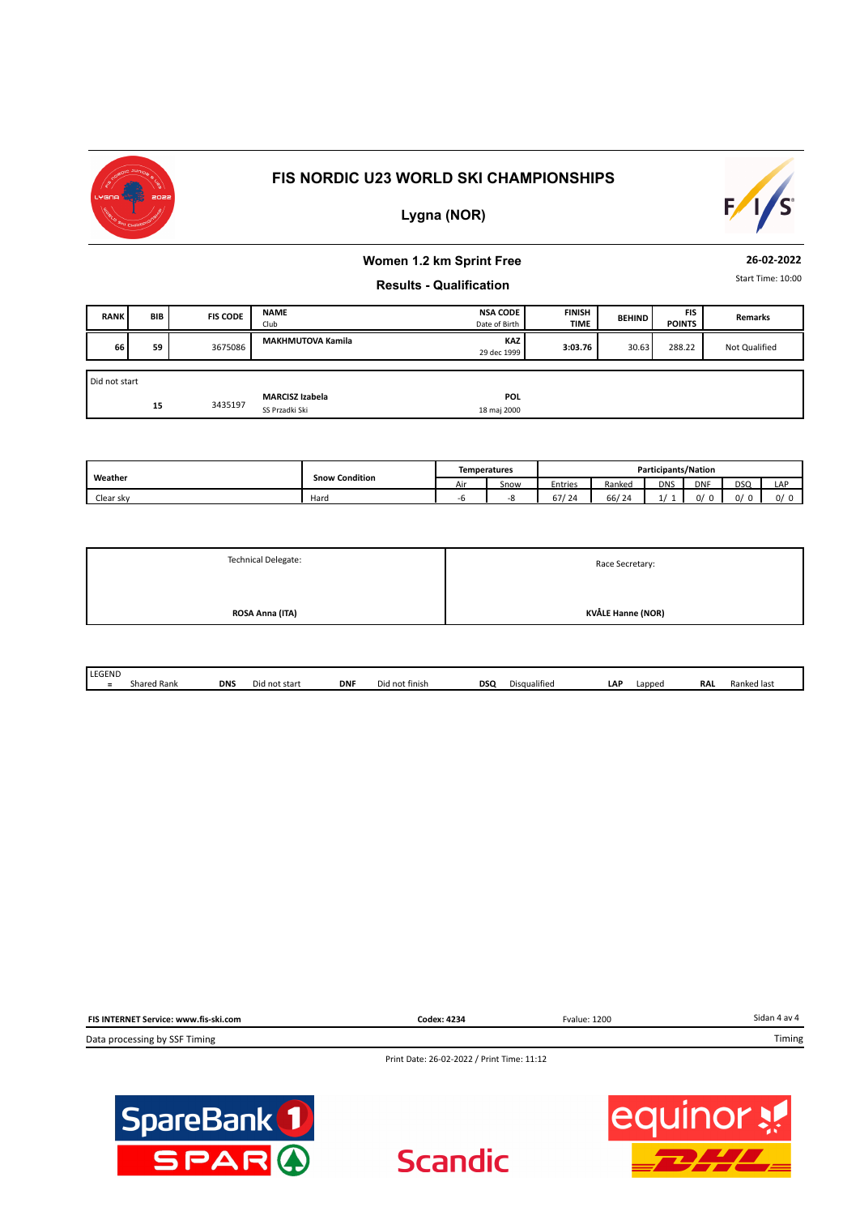# FIS NORDIC U23 WORLD SKI CHAMPIONSHIPS

## Lygna (NOR)

### Women 1.2 km Sprint Free

**26-02-2022**

### Results - Qualification

Start Time: 10:00

| RANK | BIB | FIS CODE | NAME<br>Club | NSA CODE<br>Date of Birth | FINISH TIME | BEHIND | FIS POINTS | Remarks |
|---|---|---|---|---|---|---|---|---|
| 66 | 59 | 3675086 | **MAKHMUTOVA Kamila** | **KAZ**<br>29 dec 1999 | **3:03.76** | 30.63 | 288.22 | Not Qualified |

Did not start

| | BIB | FIS CODE | NAME<br>Club | NSA CODE<br>Date of Birth |
|---|---|---|---|---|
| | 15 | 3435197 | **MARCISZ Izabela**<br>SS Przadki Ski | **POL**<br>18 maj 2000 |

| Weather | Snow Condition | Temperatures | | Participants/Nation | | | | | |
|---|---|---|---|---|---|---|---|---|---|
| | | Air | Snow | Entries | Ranked | DNS | DNF | DSQ | LAP |
| Clear sky | Hard | -6 | -8 | 67/ 24 | 66/ 24 | 1/ 1 | 0/ 0 | 0/ 0 | 0/ 0 |

| Technical Delegate: | Race Secretary: |
|---|---|
| **ROSA Anna (ITA)** | **KVÅLE Hanne (NOR)** |

LEGEND
= Shared Rank | **DNS** Did not start | **DNF** Did not finish | **DSQ** Disqualified | **LAP** Lapped | **RAL** Ranked last

**FIS INTERNET Service: www.fis-ski.com** **Codex: 4234** Fvalue: 1200

Data processing by SSF Timing — Timing

Print Date: 26-02-2022 / Print Time: 11:12